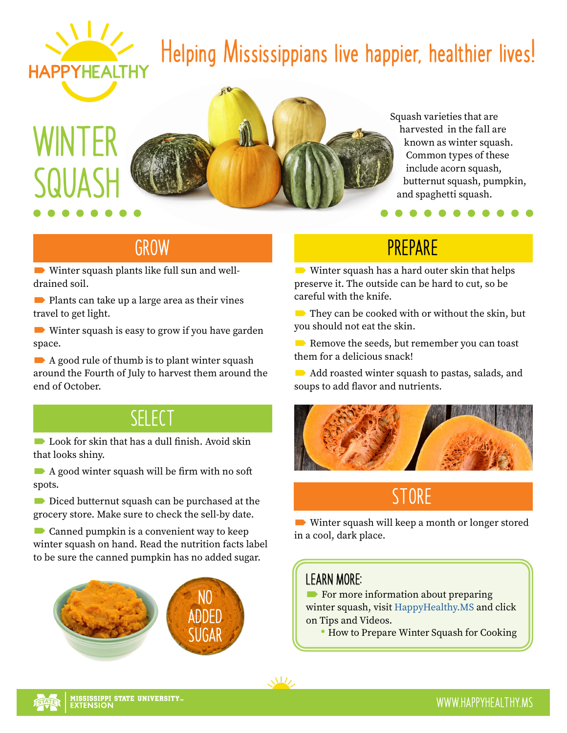HAPPYHEALTHY

Helping Mississippians live happier, healthier lives!

# WINTER SQUASH

Squash varieties that are harvested in the fall are known as winter squash. Common types of these include acorn squash, butternut squash, pumpkin, and spaghetti squash.

## GROW

- Winter squash plants like full sun and well-drained soil.
- Plants can take up a large area as their vines travel to get light.
- Winter squash is easy to grow if you have garden space.
- A good rule of thumb is to plant winter squash around the Fourth of July to harvest them around the end of October.

## SELECT

- Look for skin that has a dull finish. Avoid skin that looks shiny.
- A good winter squash will be firm with no soft spots.
- Diced butternut squash can be purchased at the grocery store. Make sure to check the sell-by date.
- Canned pumpkin is a convenient way to keep winter squash on hand. Read the nutrition facts label to be sure the canned pumpkin has no added sugar.

NO ADDED SUGAR

## PREPARE

- Winter squash has a hard outer skin that helps preserve it. The outside can be hard to cut, so be careful with the knife.
- They can be cooked with or without the skin, but you should not eat the skin.
- Remove the seeds, but remember you can toast them for a delicious snack!
- Add roasted winter squash to pastas, salads, and soups to add flavor and nutrients.

## STORE

- Winter squash will keep a month or longer stored in a cool, dark place.

### LEARN MORE:

- For more information about preparing winter squash, visit HappyHealthy.MS and click on Tips and Videos.
  - How to Prepare Winter Squash for Cooking

MISSISSIPPI STATE UNIVERSITY EXTENSION

WWW.HAPPYHEALTHY.MS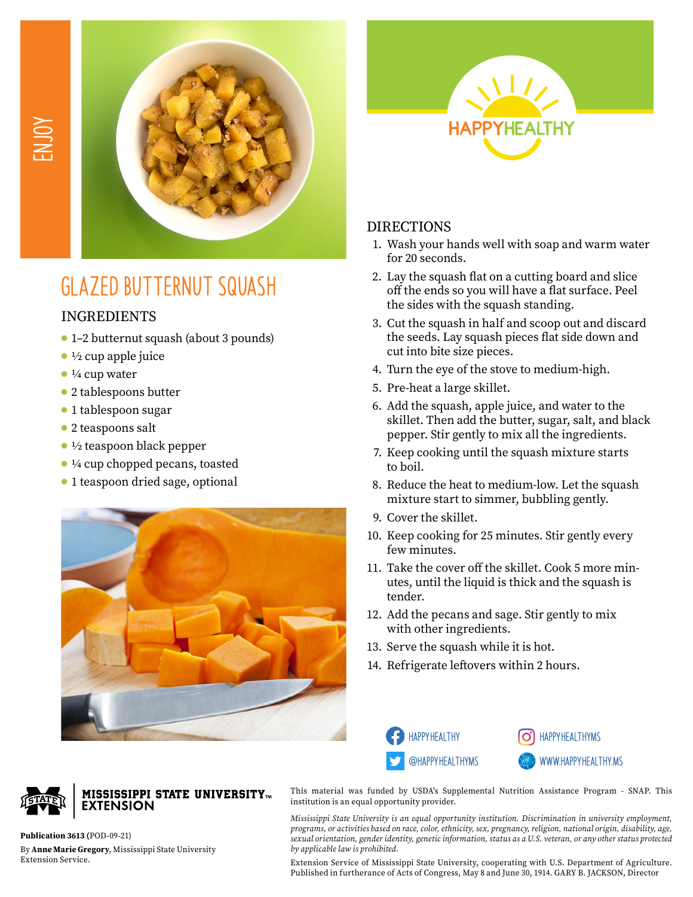ENJOY

# GLAZED BUTTERNUT SQUASH

## INGREDIENTS

- 1–2 butternut squash (about 3 pounds)
- ½ cup apple juice
- ¼ cup water
- 2 tablespoons butter
- 1 tablespoon sugar
- 2 teaspoons salt
- ½ teaspoon black pepper
- ¼ cup chopped pecans, toasted
- 1 teaspoon dried sage, optional

HAPPYHEALTHY

## DIRECTIONS

1. Wash your hands well with soap and warm water for 20 seconds.
2. Lay the squash flat on a cutting board and slice off the ends so you will have a flat surface. Peel the sides with the squash standing.
3. Cut the squash in half and scoop out and discard the seeds. Lay squash pieces flat side down and cut into bite size pieces.
4. Turn the eye of the stove to medium-high.
5. Pre-heat a large skillet.
6. Add the squash, apple juice, and water to the skillet. Then add the butter, sugar, salt, and black pepper. Stir gently to mix all the ingredients.
7. Keep cooking until the squash mixture starts to boil.
8. Reduce the heat to medium-low. Let the squash mixture start to simmer, bubbling gently.
9. Cover the skillet.
10. Keep cooking for 25 minutes. Stir gently every few minutes.
11. Take the cover off the skillet. Cook 5 more minutes, until the liquid is thick and the squash is tender.
12. Add the pecans and sage. Stir gently to mix with other ingredients.
13. Serve the squash while it is hot.
14. Refrigerate leftovers within 2 hours.

HAPPYHEALTHY | @HAPPYHEALTHYMS | HAPPYHEALTHYMS | WWW.HAPPYHEALTHY.MS

MISSISSIPPI STATE UNIVERSITY™ EXTENSION

**Publication 3613** (POD-09-21)

By **Anne Marie Gregory**, Mississippi State University Extension Service.

This material was funded by USDA's Supplemental Nutrition Assistance Program - SNAP. This institution is an equal opportunity provider.

*Mississippi State University is an equal opportunity institution. Discrimination in university employment, programs, or activities based on race, color, ethnicity, sex, pregnancy, religion, national origin, disability, age, sexual orientation, gender identity, genetic information, status as a U.S. veteran, or any other status protected by applicable law is prohibited.*

Extension Service of Mississippi State University, cooperating with U.S. Department of Agriculture. Published in furtherance of Acts of Congress, May 8 and June 30, 1914. GARY B. JACKSON, Director